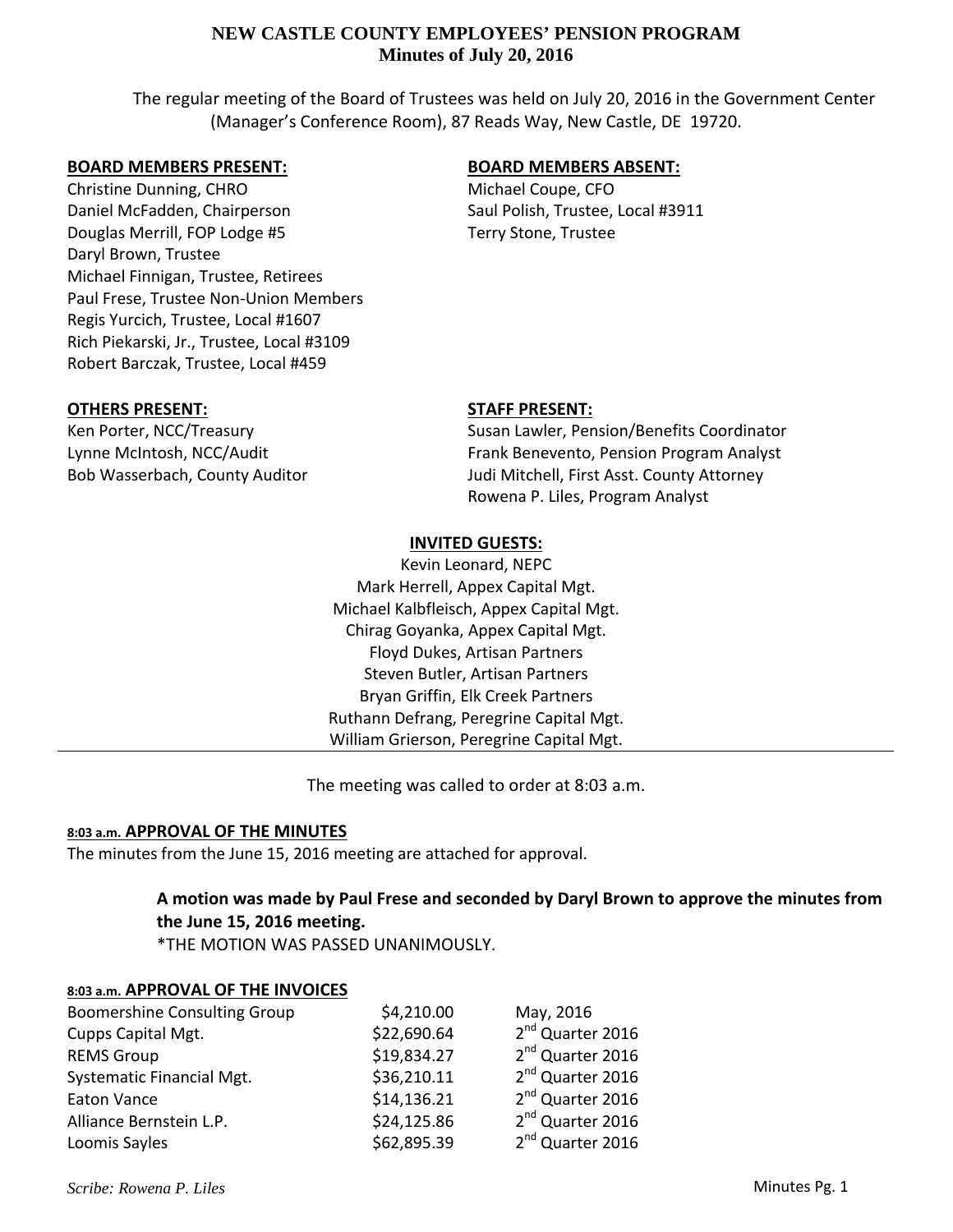# NEW CASTLE COUNTY EMPLOYEES' PENSION PROGRAM
## Minutes of July 20, 2016

The regular meeting of the Board of Trustees was held on July 20, 2016 in the Government Center (Manager's Conference Room), 87 Reads Way, New Castle, DE 19720.

**BOARD MEMBERS PRESENT:**

Christine Dunning, CHRO
Daniel McFadden, Chairperson
Douglas Merrill, FOP Lodge #5
Daryl Brown, Trustee
Michael Finnigan, Trustee, Retirees
Paul Frese, Trustee Non-Union Members
Regis Yurcich, Trustee, Local #1607
Rich Piekarski, Jr., Trustee, Local #3109
Robert Barczak, Trustee, Local #459

**BOARD MEMBERS ABSENT:**

Michael Coupe, CFO
Saul Polish, Trustee, Local #3911
Terry Stone, Trustee

**OTHERS PRESENT:**

Ken Porter, NCC/Treasury
Lynne McIntosh, NCC/Audit
Bob Wasserbach, County Auditor

**STAFF PRESENT:**

Susan Lawler, Pension/Benefits Coordinator
Frank Benevento, Pension Program Analyst
Judi Mitchell, First Asst. County Attorney
Rowena P. Liles, Program Analyst

**INVITED GUESTS:**

Kevin Leonard, NEPC
Mark Herrell, Appex Capital Mgt.
Michael Kalbfleisch, Appex Capital Mgt.
Chirag Goyanka, Appex Capital Mgt.
Floyd Dukes, Artisan Partners
Steven Butler, Artisan Partners
Bryan Griffin, Elk Creek Partners
Ruthann Defrang, Peregrine Capital Mgt.
William Grierson, Peregrine Capital Mgt.

---

The meeting was called to order at 8:03 a.m.

**8:03 a.m. APPROVAL OF THE MINUTES**

The minutes from the June 15, 2016 meeting are attached for approval.

> **A motion was made by Paul Frese and seconded by Daryl Brown to approve the minutes from the June 15, 2016 meeting.**
> *THE MOTION WAS PASSED UNANIMOUSLY.

**8:03 a.m. APPROVAL OF THE INVOICES**

| | | |
|---|---|---|
| Boomershine Consulting Group | $4,210.00 | May, 2016 |
| Cupps Capital Mgt. | $22,690.64 | 2nd Quarter 2016 |
| REMS Group | $19,834.27 | 2nd Quarter 2016 |
| Systematic Financial Mgt. | $36,210.11 | 2nd Quarter 2016 |
| Eaton Vance | $14,136.21 | 2nd Quarter 2016 |
| Alliance Bernstein L.P. | $24,125.86 | 2nd Quarter 2016 |
| Loomis Sayles | $62,895.39 | 2nd Quarter 2016 |

*Scribe: Rowena P. Liles*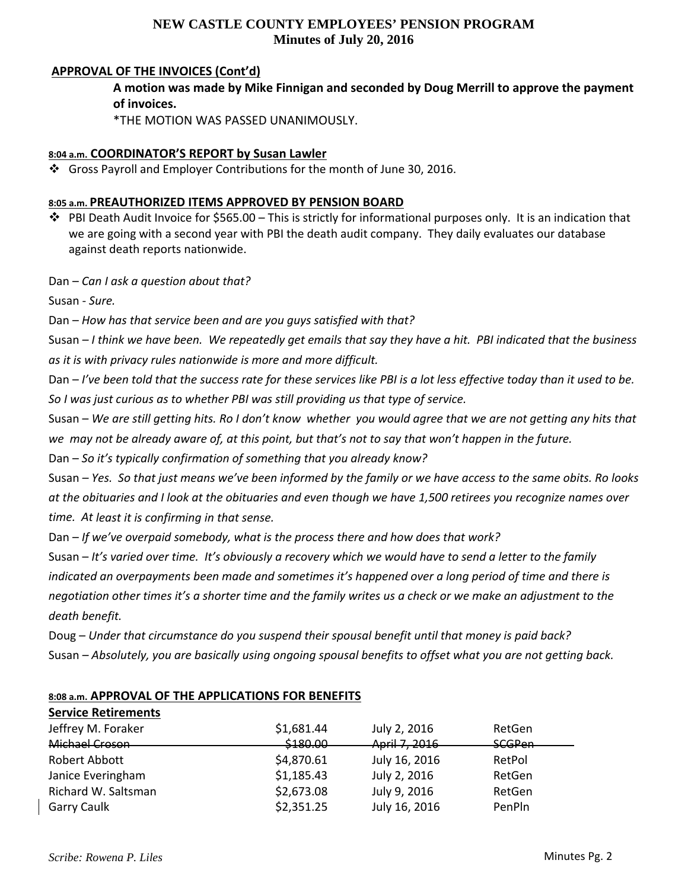**APPROVAL OF THE INVOICES (Cont'd)**

**A motion was made by Mike Finnigan and seconded by Doug Merrill to approve the payment of invoices.**

*THE MOTION WAS PASSED UNANIMOUSLY.

**8:04 a.m. COORDINATOR'S REPORT by Susan Lawler**

- Gross Payroll and Employer Contributions for the month of June 30, 2016.

**8:05 a.m. PREAUTHORIZED ITEMS APPROVED BY PENSION BOARD**

- PBI Death Audit Invoice for $565.00 – This is strictly for informational purposes only. It is an indication that we are going with a second year with PBI the death audit company. They daily evaluates our database against death reports nationwide.

Dan – *Can I ask a question about that?*

Susan - *Sure.*

Dan – *How has that service been and are you guys satisfied with that?*

Susan – *I think we have been. We repeatedly get emails that say they have a hit. PBI indicated that the business as it is with privacy rules nationwide is more and more difficult.*

Dan – *I've been told that the success rate for these services like PBI is a lot less effective today than it used to be. So I was just curious as to whether PBI was still providing us that type of service.*

Susan – *We are still getting hits. Ro I don't know whether you would agree that we are not getting any hits that we may not be already aware of, at this point, but that's not to say that won't happen in the future.*

Dan – *So it's typically confirmation of something that you already know?*

Susan – *Yes. So that just means we've been informed by the family or we have access to the same obits. Ro looks at the obituaries and I look at the obituaries and even though we have 1,500 retirees you recognize names over time. At least it is confirming in that sense.*

Dan – *If we've overpaid somebody, what is the process there and how does that work?*

Susan – *It's varied over time. It's obviously a recovery which we would have to send a letter to the family indicated an overpayments been made and sometimes it's happened over a long period of time and there is negotiation other times it's a shorter time and the family writes us a check or we make an adjustment to the death benefit.*

Doug – *Under that circumstance do you suspend their spousal benefit until that money is paid back?*

Susan – *Absolutely, you are basically using ongoing spousal benefits to offset what you are not getting back.*

**8:08 a.m. APPROVAL OF THE APPLICATIONS FOR BENEFITS**

**Service Retirements**

| | | | |
|---|---|---|---|
| Jeffrey M. Foraker | $1,681.44 | July 2, 2016 | RetGen |
| ~~Michael Croson~~ | ~~$180.00~~ | ~~April 7, 2016~~ | ~~SCGPen~~ |
| Robert Abbott | $4,870.61 | July 16, 2016 | RetPol |
| Janice Everingham | $1,185.43 | July 2, 2016 | RetGen |
| Richard W. Saltsman | $2,673.08 | July 9, 2016 | RetGen |
| Garry Caulk | $2,351.25 | July 16, 2016 | PenPln |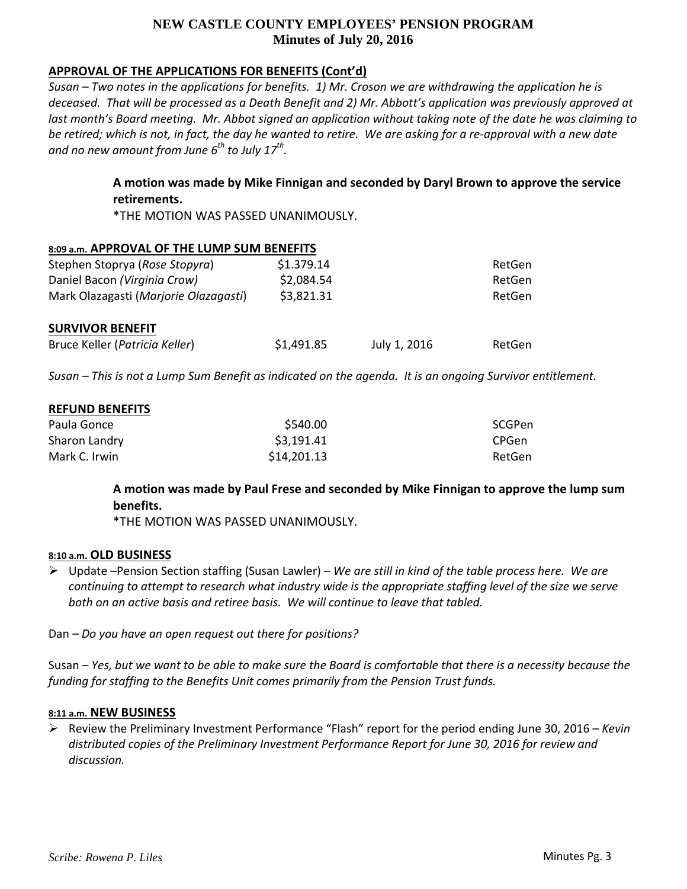## APPROVAL OF THE APPLICATIONS FOR BENEFITS (Cont'd)

*Susan – Two notes in the applications for benefits. 1) Mr. Croson we are withdrawing the application he is deceased. That will be processed as a Death Benefit and 2) Mr. Abbott's application was previously approved at last month's Board meeting. Mr. Abbot signed an application without taking note of the date he was claiming to be retired; which is not, in fact, the day he wanted to retire. We are asking for a re-approval with a new date and no new amount from June 6th to July 17th.*

> **A motion was made by Mike Finnigan and seconded by Daryl Brown to approve the service retirements.**
> *THE MOTION WAS PASSED UNANIMOUSLY.

## 8:09 a.m. APPROVAL OF THE LUMP SUM BENEFITS

| | | | |
|---|---|---|---|
| Stephen Stoprya (*Rose Stopyra*) | $1.379.14 | | RetGen |
| Daniel Bacon *(Virginia Crow)* | $2,084.54 | | RetGen |
| Mark Olazagasti (*Marjorie Olazagasti*) | $3,821.31 | | RetGen |

### SURVIVOR BENEFIT

| | | | |
|---|---|---|---|
| Bruce Keller (*Patricia Keller*) | $1,491.85 | July 1, 2016 | RetGen |

*Susan – This is not a Lump Sum Benefit as indicated on the agenda. It is an ongoing Survivor entitlement.*

### REFUND BENEFITS

| | | | |
|---|---|---|---|
| Paula Gonce | $540.00 | | SCGPen |
| Sharon Landry | $3,191.41 | | CPGen |
| Mark C. Irwin | $14,201.13 | | RetGen |

> **A motion was made by Paul Frese and seconded by Mike Finnigan to approve the lump sum benefits.**
> *THE MOTION WAS PASSED UNANIMOUSLY.

## 8:10 a.m. OLD BUSINESS

- Update –Pension Section staffing (Susan Lawler) – *We are still in kind of the table process here. We are continuing to attempt to research what industry wide is the appropriate staffing level of the size we serve both on an active basis and retiree basis. We will continue to leave that tabled.*

Dan – *Do you have an open request out there for positions?*

Susan – *Yes, but we want to be able to make sure the Board is comfortable that there is a necessity because the funding for staffing to the Benefits Unit comes primarily from the Pension Trust funds.*

## 8:11 a.m. NEW BUSINESS

- Review the Preliminary Investment Performance "Flash" report for the period ending June 30, 2016 – *Kevin distributed copies of the Preliminary Investment Performance Report for June 30, 2016 for review and discussion.*

*Scribe: Rowena P. Liles*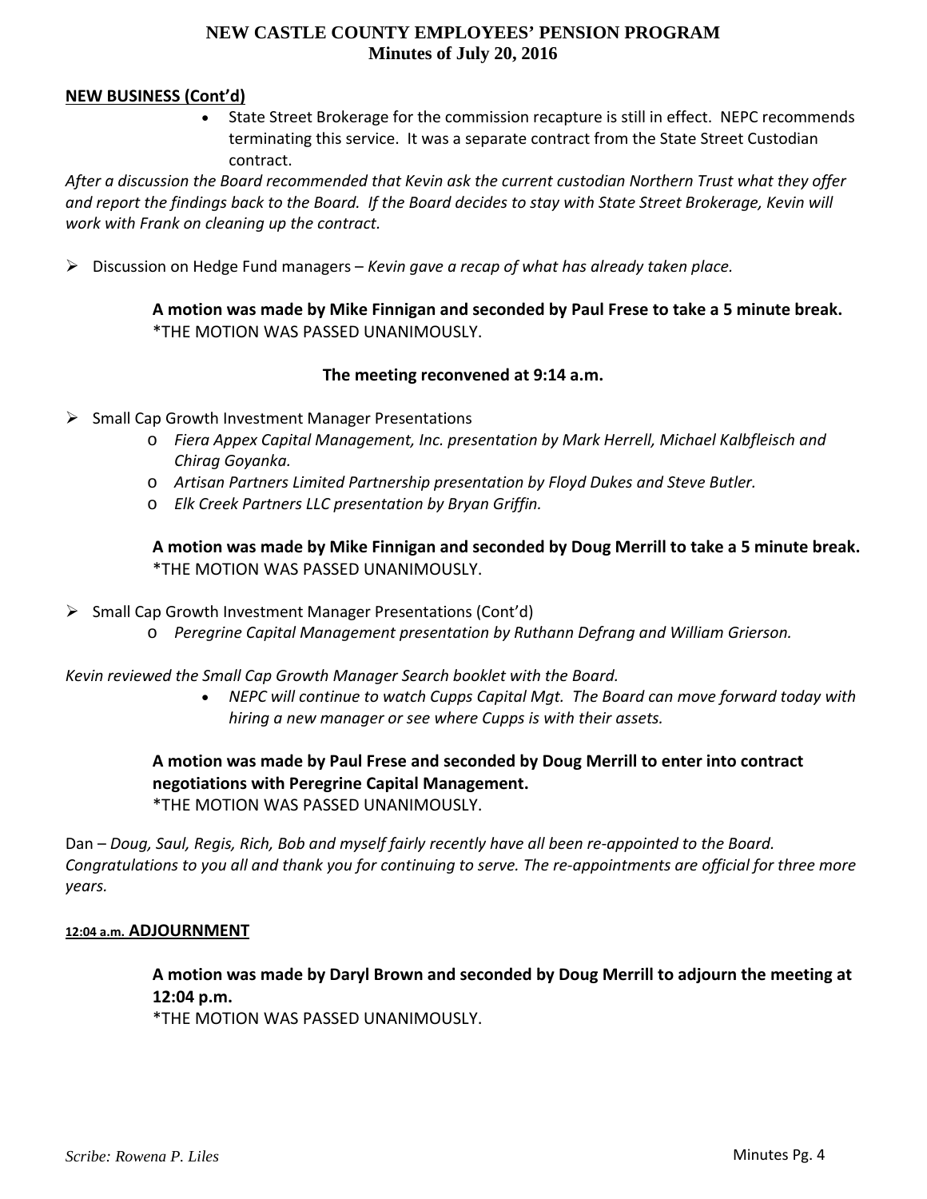**NEW BUSINESS (Cont'd)**

- State Street Brokerage for the commission recapture is still in effect. NEPC recommends terminating this service. It was a separate contract from the State Street Custodian contract.

*After a discussion the Board recommended that Kevin ask the current custodian Northern Trust what they offer and report the findings back to the Board. If the Board decides to stay with State Street Brokerage, Kevin will work with Frank on cleaning up the contract.*

- Discussion on Hedge Fund managers – *Kevin gave a recap of what has already taken place.*

**A motion was made by Mike Finnigan and seconded by Paul Frese to take a 5 minute break.**
*THE MOTION WAS PASSED UNANIMOUSLY.

**The meeting reconvened at 9:14 a.m.**

- Small Cap Growth Investment Manager Presentations
  - *Fiera Appex Capital Management, Inc. presentation by Mark Herrell, Michael Kalbfleisch and Chirag Goyanka.*
  - *Artisan Partners Limited Partnership presentation by Floyd Dukes and Steve Butler.*
  - *Elk Creek Partners LLC presentation by Bryan Griffin.*

**A motion was made by Mike Finnigan and seconded by Doug Merrill to take a 5 minute break.**
*THE MOTION WAS PASSED UNANIMOUSLY.

- Small Cap Growth Investment Manager Presentations (Cont'd)
  - *Peregrine Capital Management presentation by Ruthann Defrang and William Grierson.*

*Kevin reviewed the Small Cap Growth Manager Search booklet with the Board.*

- *NEPC will continue to watch Cupps Capital Mgt. The Board can move forward today with hiring a new manager or see where Cupps is with their assets.*

**A motion was made by Paul Frese and seconded by Doug Merrill to enter into contract negotiations with Peregrine Capital Management.**
*THE MOTION WAS PASSED UNANIMOUSLY.

Dan – *Doug, Saul, Regis, Rich, Bob and myself fairly recently have all been re-appointed to the Board. Congratulations to you all and thank you for continuing to serve. The re-appointments are official for three more years.*

**12:04 a.m. ADJOURNMENT**

**A motion was made by Daryl Brown and seconded by Doug Merrill to adjourn the meeting at 12:04 p.m.**
*THE MOTION WAS PASSED UNANIMOUSLY.

*Scribe: Rowena P. Liles*